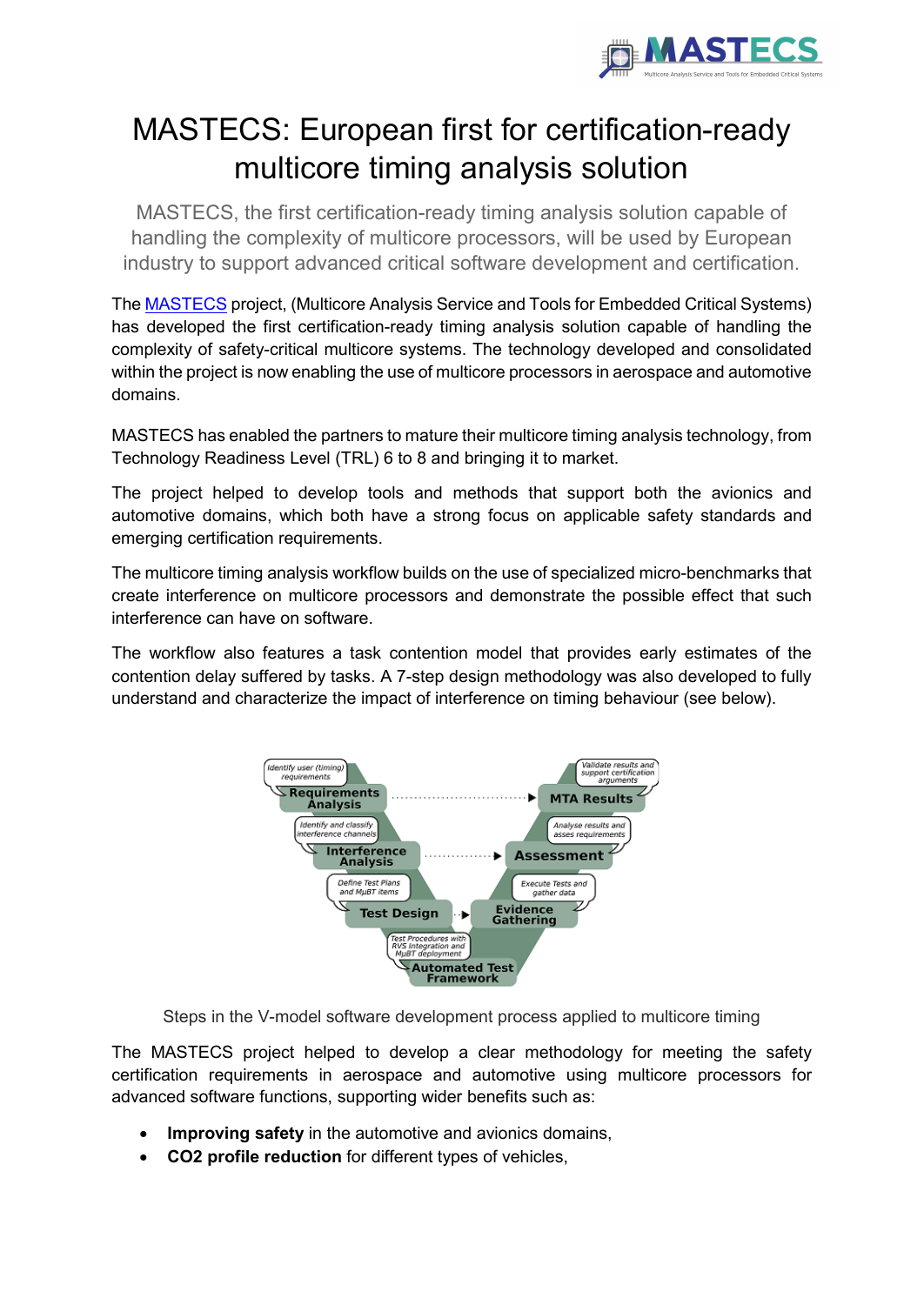# MASTECS: European first for certification-ready multicore timing analysis solution

MASTECS, the first certification-ready timing analysis solution capable of handling the complexity of multicore processors, will be used by European industry to support advanced critical software development and certification.

The MASTECS project, (Multicore Analysis Service and Tools for Embedded Critical Systems) has developed the first certification-ready timing analysis solution capable of handling the complexity of safety-critical multicore systems. The technology developed and consolidated within the project is now enabling the use of multicore processors in aerospace and automotive domains.

MASTECS has enabled the partners to mature their multicore timing analysis technology, from Technology Readiness Level (TRL) 6 to 8 and bringing it to market.

The project helped to develop tools and methods that support both the avionics and automotive domains, which both have a strong focus on applicable safety standards and emerging certification requirements.

The multicore timing analysis workflow builds on the use of specialized micro-benchmarks that create interference on multicore processors and demonstrate the possible effect that such interference can have on software.

The workflow also features a task contention model that provides early estimates of the contention delay suffered by tasks. A 7-step design methodology was also developed to fully understand and characterize the impact of interference on timing behaviour (see below).

Steps in the V-model software development process applied to multicore timing

The MASTECS project helped to develop a clear methodology for meeting the safety certification requirements in aerospace and automotive using multicore processors for advanced software functions, supporting wider benefits such as:

- **Improving safety** in the automotive and avionics domains,
- **CO2 profile reduction** for different types of vehicles,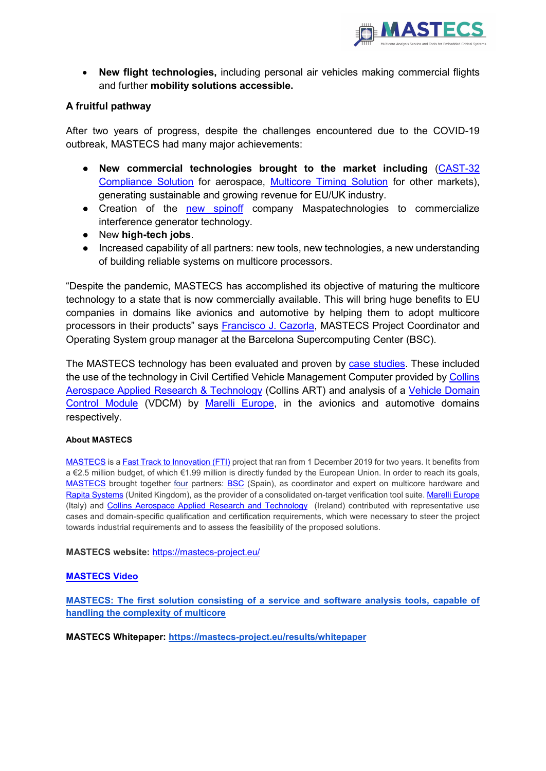- **New flight technologies,** including personal air vehicles making commercial flights and further **mobility solutions accessible.**

**A fruitful pathway**

After two years of progress, despite the challenges encountered due to the COVID-19 outbreak, MASTECS had many major achievements:

- **New commercial technologies brought to the market including** (CAST-32 Compliance Solution for aerospace, Multicore Timing Solution for other markets), generating sustainable and growing revenue for EU/UK industry.
- Creation of the new spinoff company Maspatechnologies to commercialize interference generator technology.
- New **high-tech jobs**.
- Increased capability of all partners: new tools, new technologies, a new understanding of building reliable systems on multicore processors.

"Despite the pandemic, MASTECS has accomplished its objective of maturing the multicore technology to a state that is now commercially available. This will bring huge benefits to EU companies in domains like avionics and automotive by helping them to adopt multicore processors in their products" says Francisco J. Cazorla, MASTECS Project Coordinator and Operating System group manager at the Barcelona Supercomputing Center (BSC).

The MASTECS technology has been evaluated and proven by case studies. These included the use of the technology in Civil Certified Vehicle Management Computer provided by Collins Aerospace Applied Research & Technology (Collins ART) and analysis of a Vehicle Domain Control Module (VDCM) by Marelli Europe, in the avionics and automotive domains respectively.

**About MASTECS**

MASTECS is a Fast Track to Innovation (FTI) project that ran from 1 December 2019 for two years. It benefits from a €2.5 million budget, of which €1.99 million is directly funded by the European Union. In order to reach its goals, MASTECS brought together four partners: BSC (Spain), as coordinator and expert on multicore hardware and Rapita Systems (United Kingdom), as the provider of a consolidated on-target verification tool suite. Marelli Europe (Italy) and Collins Aerospace Applied Research and Technology (Ireland) contributed with representative use cases and domain-specific qualification and certification requirements, which were necessary to steer the project towards industrial requirements and to assess the feasibility of the proposed solutions.

**MASTECS website:** https://mastecs-project.eu/

**MASTECS Video**

**MASTECS: The first solution consisting of a service and software analysis tools, capable of handling the complexity of multicore**

**MASTECS Whitepaper: https://mastecs-project.eu/results/whitepaper**